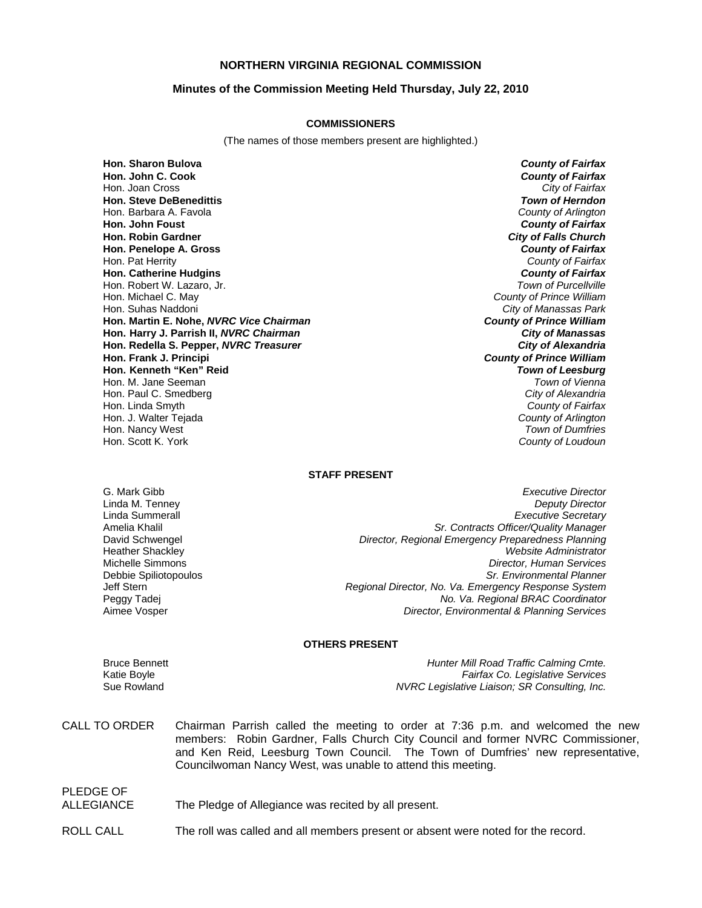# NORTHERN VIRGINIA REGIONAL COMMISSION

## Minutes of the Commission Meeting Held Thursday, July 22, 2010

### COMMISSIONERS

(The names of those members present are highlighted.)

| | |
|---|---|
| **Hon. Sharon Bulova** | ***County of Fairfax*** |
| **Hon. John C. Cook** | ***County of Fairfax*** |
| Hon. Joan Cross | *City of Fairfax* |
| **Hon. Steve DeBenedittis** | ***Town of Herndon*** |
| Hon. Barbara A. Favola | *County of Arlington* |
| **Hon. John Foust** | ***County of Fairfax*** |
| **Hon. Robin Gardner** | ***City of Falls Church*** |
| **Hon. Penelope A. Gross** | ***County of Fairfax*** |
| Hon. Pat Herrity | *County of Fairfax* |
| **Hon. Catherine Hudgins** | ***County of Fairfax*** |
| Hon. Robert W. Lazaro, Jr. | *Town of Purcellville* |
| Hon. Michael C. May | *County of Prince William* |
| Hon. Suhas Naddoni | *City of Manassas Park* |
| **Hon. Martin E. Nohe, *NVRC Vice Chairman*** | ***County of Prince William*** |
| **Hon. Harry J. Parrish II, *NVRC Chairman*** | ***City of Manassas*** |
| **Hon. Redella S. Pepper, *NVRC Treasurer*** | ***City of Alexandria*** |
| **Hon. Frank J. Principi** | ***County of Prince William*** |
| **Hon. Kenneth "Ken" Reid** | ***Town of Leesburg*** |
| Hon. M. Jane Seeman | *Town of Vienna* |
| Hon. Paul C. Smedberg | *City of Alexandria* |
| Hon. Linda Smyth | *County of Fairfax* |
| Hon. J. Walter Tejada | *County of Arlington* |
| Hon. Nancy West | *Town of Dumfries* |
| Hon. Scott K. York | *County of Loudoun* |

### STAFF PRESENT

| | |
|---|---|
| G. Mark Gibb | *Executive Director* |
| Linda M. Tenney | *Deputy Director* |
| Linda Summerall | *Executive Secretary* |
| Amelia Khalil | *Sr. Contracts Officer/Quality Manager* |
| David Schwengel | *Director, Regional Emergency Preparedness Planning* |
| Heather Shackley | *Website Administrator* |
| Michelle Simmons | *Director, Human Services* |
| Debbie Spiliotopoulos | *Sr. Environmental Planner* |
| Jeff Stern | *Regional Director, No. Va. Emergency Response System* |
| Peggy Tadej | *No. Va. Regional BRAC Coordinator* |
| Aimee Vosper | *Director, Environmental & Planning Services* |

### OTHERS PRESENT

| | |
|---|---|
| Bruce Bennett | *Hunter Mill Road Traffic Calming Cmte.* |
| Katie Boyle | *Fairfax Co. Legislative Services* |
| Sue Rowland | *NVRC Legislative Liaison; SR Consulting, Inc.* |

CALL TO ORDER — Chairman Parrish called the meeting to order at 7:36 p.m. and welcomed the new members: Robin Gardner, Falls Church City Council and former NVRC Commissioner, and Ken Reid, Leesburg Town Council. The Town of Dumfries' new representative, Councilwoman Nancy West, was unable to attend this meeting.

PLEDGE OF ALLEGIANCE — The Pledge of Allegiance was recited by all present.

ROLL CALL — The roll was called and all members present or absent were noted for the record.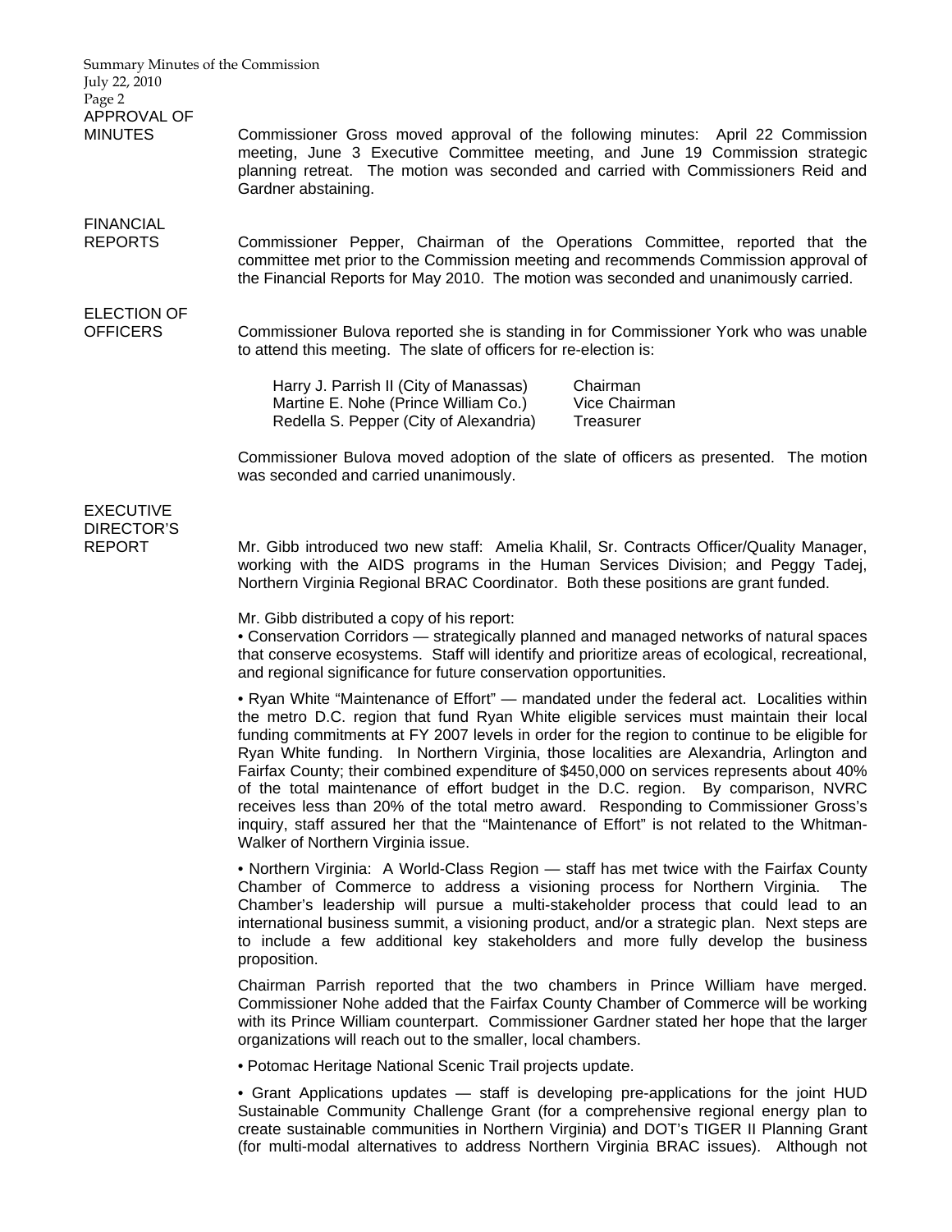**APPROVAL OF MINUTES**

Commissioner Gross moved approval of the following minutes: April 22 Commission meeting, June 3 Executive Committee meeting, and June 19 Commission strategic planning retreat. The motion was seconded and carried with Commissioners Reid and Gardner abstaining.

**FINANCIAL REPORTS**

Commissioner Pepper, Chairman of the Operations Committee, reported that the committee met prior to the Commission meeting and recommends Commission approval of the Financial Reports for May 2010. The motion was seconded and unanimously carried.

**ELECTION OF OFFICERS**

Commissioner Bulova reported she is standing in for Commissioner York who was unable to attend this meeting. The slate of officers for re-election is:

| | |
|---|---|
| Harry J. Parrish II (City of Manassas) | Chairman |
| Martine E. Nohe (Prince William Co.) | Vice Chairman |
| Redella S. Pepper (City of Alexandria) | Treasurer |

Commissioner Bulova moved adoption of the slate of officers as presented. The motion was seconded and carried unanimously.

**EXECUTIVE DIRECTOR'S REPORT**

Mr. Gibb introduced two new staff: Amelia Khalil, Sr. Contracts Officer/Quality Manager, working with the AIDS programs in the Human Services Division; and Peggy Tadej, Northern Virginia Regional BRAC Coordinator. Both these positions are grant funded.

Mr. Gibb distributed a copy of his report:

• Conservation Corridors — strategically planned and managed networks of natural spaces that conserve ecosystems. Staff will identify and prioritize areas of ecological, recreational, and regional significance for future conservation opportunities.

• Ryan White "Maintenance of Effort" — mandated under the federal act. Localities within the metro D.C. region that fund Ryan White eligible services must maintain their local funding commitments at FY 2007 levels in order for the region to continue to be eligible for Ryan White funding. In Northern Virginia, those localities are Alexandria, Arlington and Fairfax County; their combined expenditure of $450,000 on services represents about 40% of the total maintenance of effort budget in the D.C. region. By comparison, NVRC receives less than 20% of the total metro award. Responding to Commissioner Gross's inquiry, staff assured her that the "Maintenance of Effort" is not related to the Whitman-Walker of Northern Virginia issue.

• Northern Virginia: A World-Class Region — staff has met twice with the Fairfax County Chamber of Commerce to address a visioning process for Northern Virginia. The Chamber's leadership will pursue a multi-stakeholder process that could lead to an international business summit, a visioning product, and/or a strategic plan. Next steps are to include a few additional key stakeholders and more fully develop the business proposition.

Chairman Parrish reported that the two chambers in Prince William have merged. Commissioner Nohe added that the Fairfax County Chamber of Commerce will be working with its Prince William counterpart. Commissioner Gardner stated her hope that the larger organizations will reach out to the smaller, local chambers.

• Potomac Heritage National Scenic Trail projects update.

• Grant Applications updates — staff is developing pre-applications for the joint HUD Sustainable Community Challenge Grant (for a comprehensive regional energy plan to create sustainable communities in Northern Virginia) and DOT's TIGER II Planning Grant (for multi-modal alternatives to address Northern Virginia BRAC issues). Although not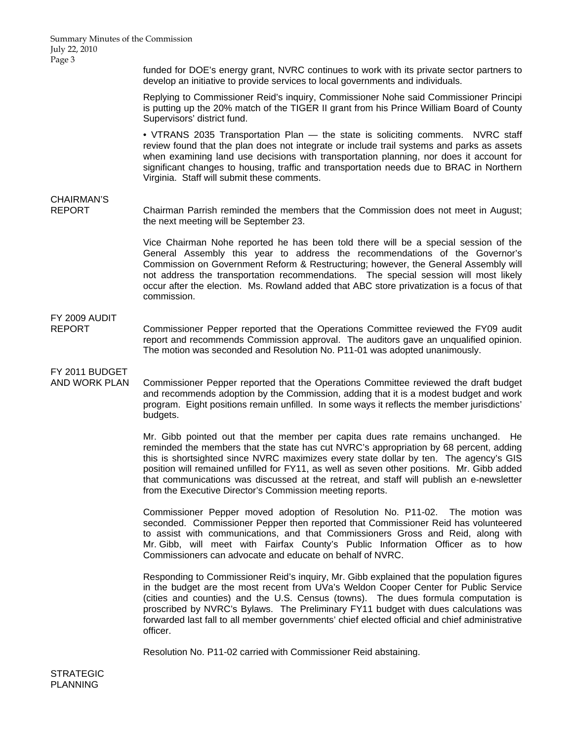funded for DOE's energy grant, NVRC continues to work with its private sector partners to develop an initiative to provide services to local governments and individuals.

Replying to Commissioner Reid's inquiry, Commissioner Nohe said Commissioner Principi is putting up the 20% match of the TIGER II grant from his Prince William Board of County Supervisors' district fund.

• VTRANS 2035 Transportation Plan — the state is soliciting comments. NVRC staff review found that the plan does not integrate or include trail systems and parks as assets when examining land use decisions with transportation planning, nor does it account for significant changes to housing, traffic and transportation needs due to BRAC in Northern Virginia. Staff will submit these comments.

## CHAIRMAN'S REPORT

Chairman Parrish reminded the members that the Commission does not meet in August; the next meeting will be September 23.

Vice Chairman Nohe reported he has been told there will be a special session of the General Assembly this year to address the recommendations of the Governor's Commission on Government Reform & Restructuring; however, the General Assembly will not address the transportation recommendations. The special session will most likely occur after the election. Ms. Rowland added that ABC store privatization is a focus of that commission.

## FY 2009 AUDIT REPORT

Commissioner Pepper reported that the Operations Committee reviewed the FY09 audit report and recommends Commission approval. The auditors gave an unqualified opinion. The motion was seconded and Resolution No. P11-01 was adopted unanimously.

## FY 2011 BUDGET AND WORK PLAN

Commissioner Pepper reported that the Operations Committee reviewed the draft budget and recommends adoption by the Commission, adding that it is a modest budget and work program. Eight positions remain unfilled. In some ways it reflects the member jurisdictions' budgets.

Mr. Gibb pointed out that the member per capita dues rate remains unchanged. He reminded the members that the state has cut NVRC's appropriation by 68 percent, adding this is shortsighted since NVRC maximizes every state dollar by ten. The agency's GIS position will remained unfilled for FY11, as well as seven other positions. Mr. Gibb added that communications was discussed at the retreat, and staff will publish an e-newsletter from the Executive Director's Commission meeting reports.

Commissioner Pepper moved adoption of Resolution No. P11-02. The motion was seconded. Commissioner Pepper then reported that Commissioner Reid has volunteered to assist with communications, and that Commissioners Gross and Reid, along with Mr. Gibb, will meet with Fairfax County's Public Information Officer as to how Commissioners can advocate and educate on behalf of NVRC.

Responding to Commissioner Reid's inquiry, Mr. Gibb explained that the population figures in the budget are the most recent from UVa's Weldon Cooper Center for Public Service (cities and counties) and the U.S. Census (towns). The dues formula computation is proscribed by NVRC's Bylaws. The Preliminary FY11 budget with dues calculations was forwarded last fall to all member governments' chief elected official and chief administrative officer.

Resolution No. P11-02 carried with Commissioner Reid abstaining.

## STRATEGIC PLANNING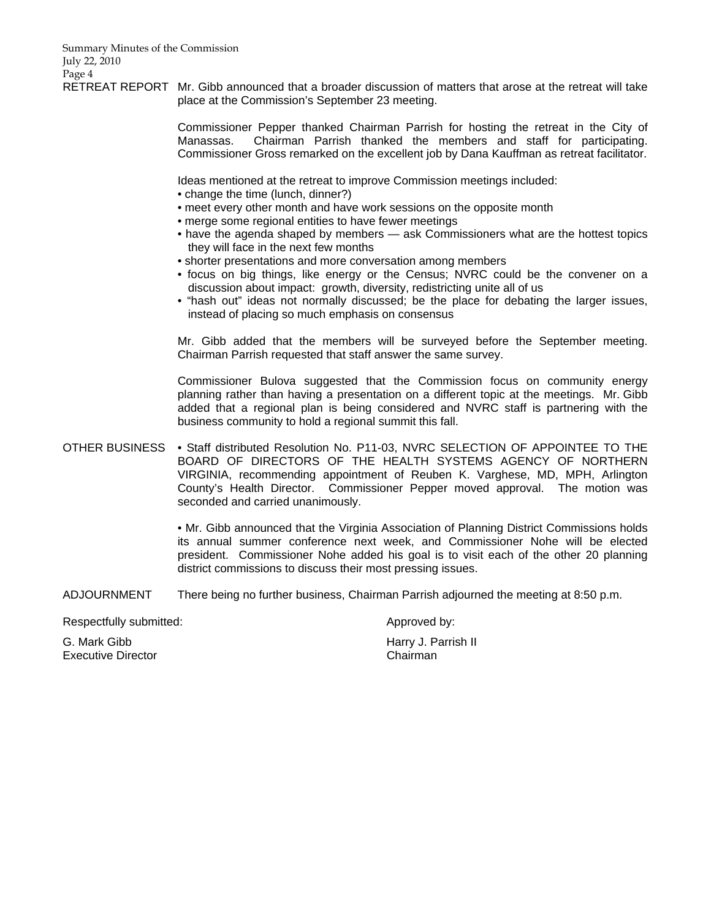**RETREAT REPORT**

Mr. Gibb announced that a broader discussion of matters that arose at the retreat will take place at the Commission's September 23 meeting.

Commissioner Pepper thanked Chairman Parrish for hosting the retreat in the City of Manassas. Chairman Parrish thanked the members and staff for participating. Commissioner Gross remarked on the excellent job by Dana Kauffman as retreat facilitator.

Ideas mentioned at the retreat to improve Commission meetings included:

- change the time (lunch, dinner?)
- meet every other month and have work sessions on the opposite month
- merge some regional entities to have fewer meetings
- have the agenda shaped by members — ask Commissioners what are the hottest topics they will face in the next few months
- shorter presentations and more conversation among members
- focus on big things, like energy or the Census; NVRC could be the convener on a discussion about impact: growth, diversity, redistricting unite all of us
- "hash out" ideas not normally discussed; be the place for debating the larger issues, instead of placing so much emphasis on consensus

Mr. Gibb added that the members will be surveyed before the September meeting. Chairman Parrish requested that staff answer the same survey.

Commissioner Bulova suggested that the Commission focus on community energy planning rather than having a presentation on a different topic at the meetings. Mr. Gibb added that a regional plan is being considered and NVRC staff is partnering with the business community to hold a regional summit this fall.

**OTHER BUSINESS**

- Staff distributed Resolution No. P11-03, NVRC SELECTION OF APPOINTEE TO THE BOARD OF DIRECTORS OF THE HEALTH SYSTEMS AGENCY OF NORTHERN VIRGINIA, recommending appointment of Reuben K. Varghese, MD, MPH, Arlington County's Health Director. Commissioner Pepper moved approval. The motion was seconded and carried unanimously.

- Mr. Gibb announced that the Virginia Association of Planning District Commissions holds its annual summer conference next week, and Commissioner Nohe will be elected president. Commissioner Nohe added his goal is to visit each of the other 20 planning district commissions to discuss their most pressing issues.

**ADJOURNMENT**

There being no further business, Chairman Parrish adjourned the meeting at 8:50 p.m.

Respectfully submitted:

G. Mark Gibb
Executive Director

Approved by:

Harry J. Parrish II
Chairman